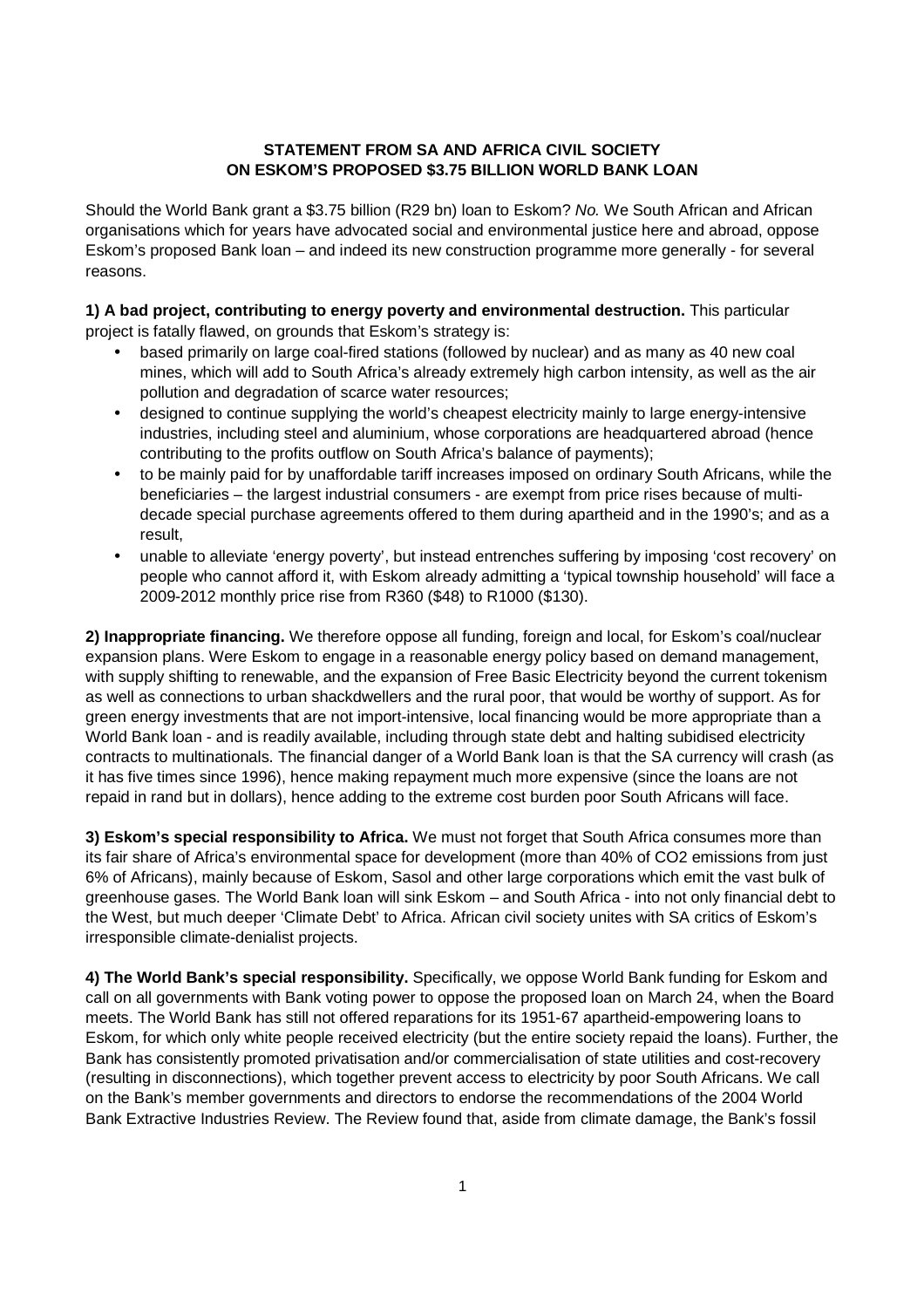**STATEMENT FROM SA AND AFRICA CIVIL SOCIETY**
**ON ESKOM'S PROPOSED $3.75 BILLION WORLD BANK LOAN**

Should the World Bank grant a $3.75 billion (R29 bn) loan to Eskom? *No.* We South African and African organisations which for years have advocated social and environmental justice here and abroad, oppose Eskom's proposed Bank loan – and indeed its new construction programme more generally - for several reasons.

**1) A bad project, contributing to energy poverty and environmental destruction.** This particular project is fatally flawed, on grounds that Eskom's strategy is:

- based primarily on large coal-fired stations (followed by nuclear) and as many as 40 new coal mines, which will add to South Africa's already extremely high carbon intensity, as well as the air pollution and degradation of scarce water resources;
- designed to continue supplying the world's cheapest electricity mainly to large energy-intensive industries, including steel and aluminium, whose corporations are headquartered abroad (hence contributing to the profits outflow on South Africa's balance of payments);
- to be mainly paid for by unaffordable tariff increases imposed on ordinary South Africans, while the beneficiaries – the largest industrial consumers - are exempt from price rises because of multi-decade special purchase agreements offered to them during apartheid and in the 1990's; and as a result,
- unable to alleviate 'energy poverty', but instead entrenches suffering by imposing 'cost recovery' on people who cannot afford it, with Eskom already admitting a 'typical township household' will face a 2009-2012 monthly price rise from R360 ($48) to R1000 ($130).

**2) Inappropriate financing.** We therefore oppose all funding, foreign and local, for Eskom's coal/nuclear expansion plans. Were Eskom to engage in a reasonable energy policy based on demand management, with supply shifting to renewable, and the expansion of Free Basic Electricity beyond the current tokenism as well as connections to urban shackdwellers and the rural poor, that would be worthy of support. As for green energy investments that are not import-intensive, local financing would be more appropriate than a World Bank loan - and is readily available, including through state debt and halting subidised electricity contracts to multinationals. The financial danger of a World Bank loan is that the SA currency will crash (as it has five times since 1996), hence making repayment much more expensive (since the loans are not repaid in rand but in dollars), hence adding to the extreme cost burden poor South Africans will face.

**3) Eskom's special responsibility to Africa.** We must not forget that South Africa consumes more than its fair share of Africa's environmental space for development (more than 40% of $CO_2$ emissions from just 6% of Africans), mainly because of Eskom, Sasol and other large corporations which emit the vast bulk of greenhouse gases. The World Bank loan will sink Eskom – and South Africa - into not only financial debt to the West, but much deeper 'Climate Debt' to Africa. African civil society unites with SA critics of Eskom's irresponsible climate-denialist projects.

**4) The World Bank's special responsibility.** Specifically, we oppose World Bank funding for Eskom and call on all governments with Bank voting power to oppose the proposed loan on March 24, when the Board meets. The World Bank has still not offered reparations for its 1951-67 apartheid-empowering loans to Eskom, for which only white people received electricity (but the entire society repaid the loans). Further, the Bank has consistently promoted privatisation and/or commercialisation of state utilities and cost-recovery (resulting in disconnections), which together prevent access to electricity by poor South Africans. We call on the Bank's member governments and directors to endorse the recommendations of the 2004 World Bank Extractive Industries Review. The Review found that, aside from climate damage, the Bank's fossil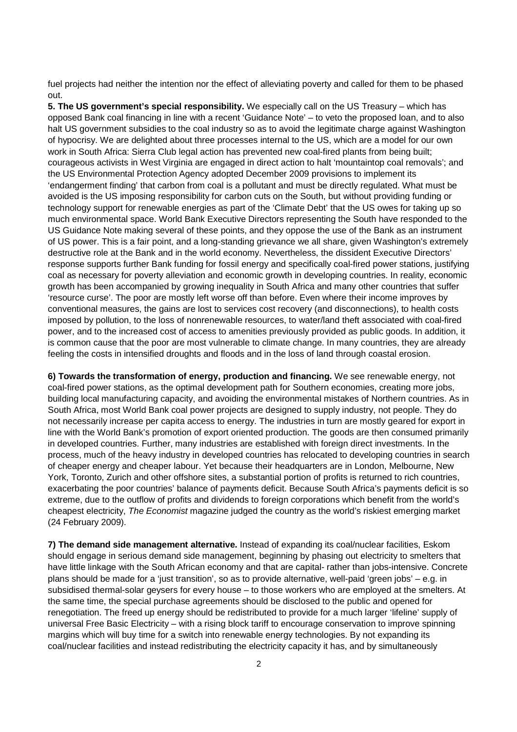fuel projects had neither the intention nor the effect of alleviating poverty and called for them to be phased out.

**5. The US government's special responsibility.** We especially call on the US Treasury – which has opposed Bank coal financing in line with a recent 'Guidance Note' – to veto the proposed loan, and to also halt US government subsidies to the coal industry so as to avoid the legitimate charge against Washington of hypocrisy. We are delighted about three processes internal to the US, which are a model for our own work in South Africa: Sierra Club legal action has prevented new coal-fired plants from being built; courageous activists in West Virginia are engaged in direct action to halt 'mountaintop coal removals'; and the US Environmental Protection Agency adopted December 2009 provisions to implement its 'endangerment finding' that carbon from coal is a pollutant and must be directly regulated. What must be avoided is the US imposing responsibility for carbon cuts on the South, but without providing funding or technology support for renewable energies as part of the 'Climate Debt' that the US owes for taking up so much environmental space. World Bank Executive Directors representing the South have responded to the US Guidance Note making several of these points, and they oppose the use of the Bank as an instrument of US power. This is a fair point, and a long-standing grievance we all share, given Washington's extremely destructive role at the Bank and in the world economy. Nevertheless, the dissident Executive Directors' response supports further Bank funding for fossil energy and specifically coal-fired power stations, justifying coal as necessary for poverty alleviation and economic growth in developing countries. In reality, economic growth has been accompanied by growing inequality in South Africa and many other countries that suffer 'resource curse'. The poor are mostly left worse off than before. Even where their income improves by conventional measures, the gains are lost to services cost recovery (and disconnections), to health costs imposed by pollution, to the loss of nonrenewable resources, to water/land theft associated with coal-fired power, and to the increased cost of access to amenities previously provided as public goods. In addition, it is common cause that the poor are most vulnerable to climate change. In many countries, they are already feeling the costs in intensified droughts and floods and in the loss of land through coastal erosion.

**6) Towards the transformation of energy, production and financing.** We see renewable energy, not coal-fired power stations, as the optimal development path for Southern economies, creating more jobs, building local manufacturing capacity, and avoiding the environmental mistakes of Northern countries. As in South Africa, most World Bank coal power projects are designed to supply industry, not people. They do not necessarily increase per capita access to energy. The industries in turn are mostly geared for export in line with the World Bank's promotion of export oriented production. The goods are then consumed primarily in developed countries. Further, many industries are established with foreign direct investments. In the process, much of the heavy industry in developed countries has relocated to developing countries in search of cheaper energy and cheaper labour. Yet because their headquarters are in London, Melbourne, New York, Toronto, Zurich and other offshore sites, a substantial portion of profits is returned to rich countries, exacerbating the poor countries' balance of payments deficit. Because South Africa's payments deficit is so extreme, due to the outflow of profits and dividends to foreign corporations which benefit from the world's cheapest electricity, *The Economist* magazine judged the country as the world's riskiest emerging market (24 February 2009).

**7) The demand side management alternative.** Instead of expanding its coal/nuclear facilities, Eskom should engage in serious demand side management, beginning by phasing out electricity to smelters that have little linkage with the South African economy and that are capital- rather than jobs-intensive. Concrete plans should be made for a 'just transition', so as to provide alternative, well-paid 'green jobs' – e.g. in subsidised thermal-solar geysers for every house – to those workers who are employed at the smelters. At the same time, the special purchase agreements should be disclosed to the public and opened for renegotiation. The freed up energy should be redistributed to provide for a much larger 'lifeline' supply of universal Free Basic Electricity – with a rising block tariff to encourage conservation to improve spinning margins which will buy time for a switch into renewable energy technologies. By not expanding its coal/nuclear facilities and instead redistributing the electricity capacity it has, and by simultaneously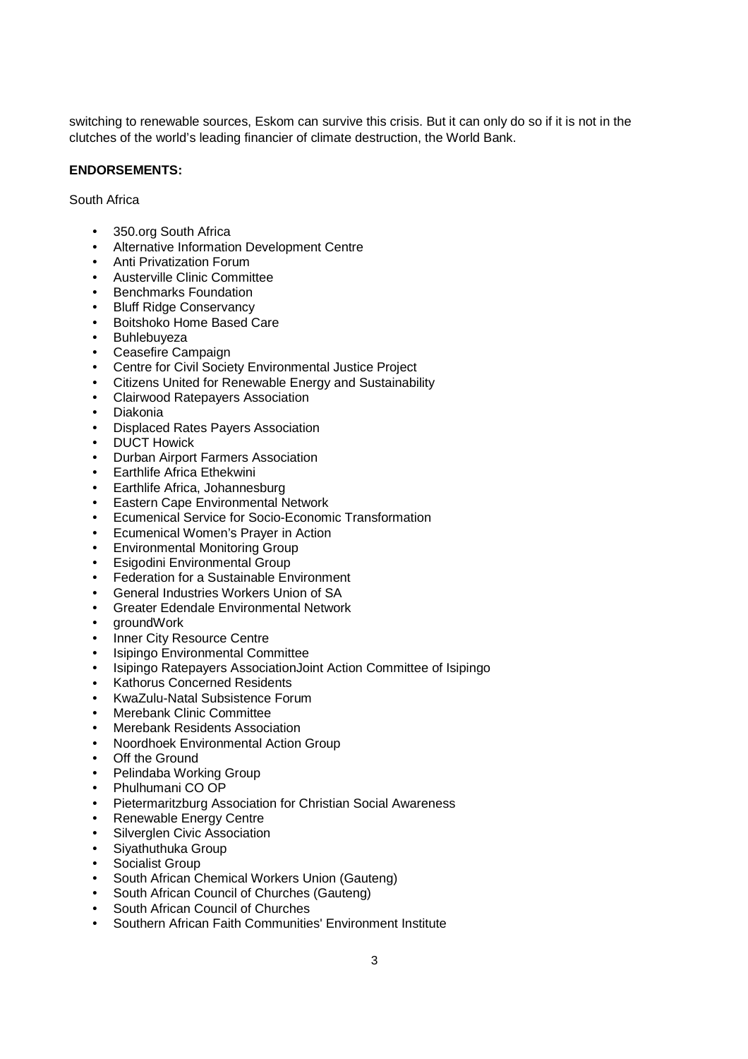switching to renewable sources, Eskom can survive this crisis. But it can only do so if it is not in the clutches of the world's leading financier of climate destruction, the World Bank.

**ENDORSEMENTS:**

South Africa

- 350.org South Africa
- Alternative Information Development Centre
- Anti Privatization Forum
- Austerville Clinic Committee
- Benchmarks Foundation
- Bluff Ridge Conservancy
- Boitshoko Home Based Care
- Buhlebuyeza
- Ceasefire Campaign
- Centre for Civil Society Environmental Justice Project
- Citizens United for Renewable Energy and Sustainability
- Clairwood Ratepayers Association
- Diakonia
- Displaced Rates Payers Association
- DUCT Howick
- Durban Airport Farmers Association
- Earthlife Africa Ethekwini
- Earthlife Africa, Johannesburg
- Eastern Cape Environmental Network
- Ecumenical Service for Socio-Economic Transformation
- Ecumenical Women's Prayer in Action
- Environmental Monitoring Group
- Esigodini Environmental Group
- Federation for a Sustainable Environment
- General Industries Workers Union of SA
- Greater Edendale Environmental Network
- groundWork
- Inner City Resource Centre
- Isipingo Environmental Committee
- Isipingo Ratepayers AssociationJoint Action Committee of Isipingo
- Kathorus Concerned Residents
- KwaZulu-Natal Subsistence Forum
- Merebank Clinic Committee
- Merebank Residents Association
- Noordhoek Environmental Action Group
- Off the Ground
- Pelindaba Working Group
- Phulhumani CO OP
- Pietermaritzburg Association for Christian Social Awareness
- Renewable Energy Centre
- Silverglen Civic Association
- Siyathuthuka Group
- Socialist Group
- South African Chemical Workers Union (Gauteng)
- South African Council of Churches (Gauteng)
- South African Council of Churches
- Southern African Faith Communities' Environment Institute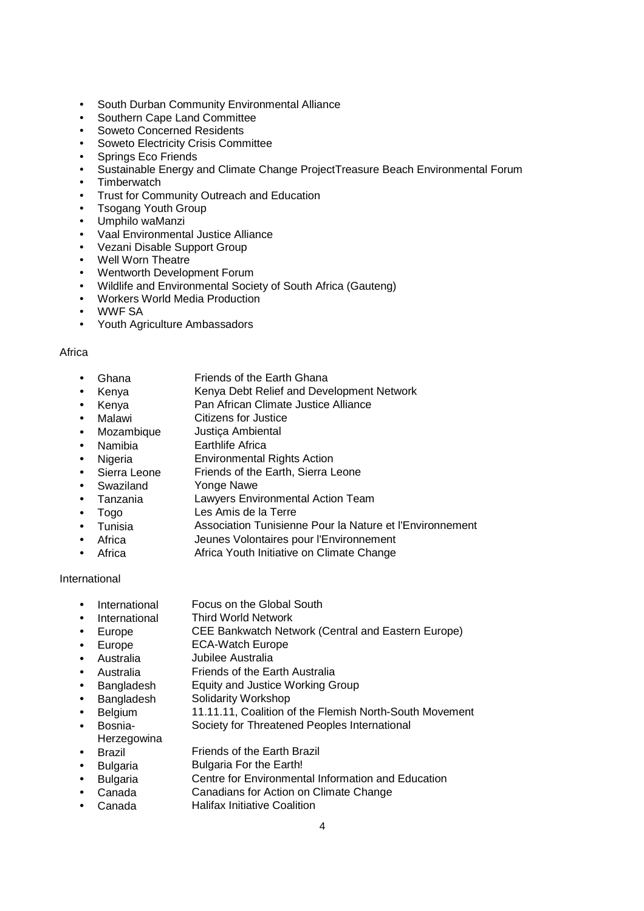- South Durban Community Environmental Alliance
- Southern Cape Land Committee
- Soweto Concerned Residents
- Soweto Electricity Crisis Committee
- Springs Eco Friends
- Sustainable Energy and Climate Change ProjectTreasure Beach Environmental Forum
- Timberwatch
- Trust for Community Outreach and Education
- Tsogang Youth Group
- Umphilo waManzi
- Vaal Environmental Justice Alliance
- Vezani Disable Support Group
- Well Worn Theatre
- Wentworth Development Forum
- Wildlife and Environmental Society of South Africa (Gauteng)
- Workers World Media Production
- WWF SA
- Youth Agriculture Ambassadors

Africa

- Ghana — Friends of the Earth Ghana
- Kenya — Kenya Debt Relief and Development Network
- Kenya — Pan African Climate Justice Alliance
- Malawi — Citizens for Justice
- Mozambique — Justiça Ambiental
- Namibia — Earthlife Africa
- Nigeria — Environmental Rights Action
- Sierra Leone — Friends of the Earth, Sierra Leone
- Swaziland — Yonge Nawe
- Tanzania — Lawyers Environmental Action Team
- Togo — Les Amis de la Terre
- Tunisia — Association Tunisienne Pour la Nature et l'Environnement
- Africa — Jeunes Volontaires pour l'Environnement
- Africa — Africa Youth Initiative on Climate Change

International

- International — Focus on the Global South
- International — Third World Network
- Europe — CEE Bankwatch Network (Central and Eastern Europe)
- Europe — ECA-Watch Europe
- Australia — Jubilee Australia
- Australia — Friends of the Earth Australia
- Bangladesh — Equity and Justice Working Group
- Bangladesh — Solidarity Workshop
- Belgium — 11.11.11, Coalition of the Flemish North-South Movement
- Bosnia-Herzegowina — Society for Threatened Peoples International
- Brazil — Friends of the Earth Brazil
- Bulgaria — Bulgaria For the Earth!
- Bulgaria — Centre for Environmental Information and Education
- Canada — Canadians for Action on Climate Change
- Canada — Halifax Initiative Coalition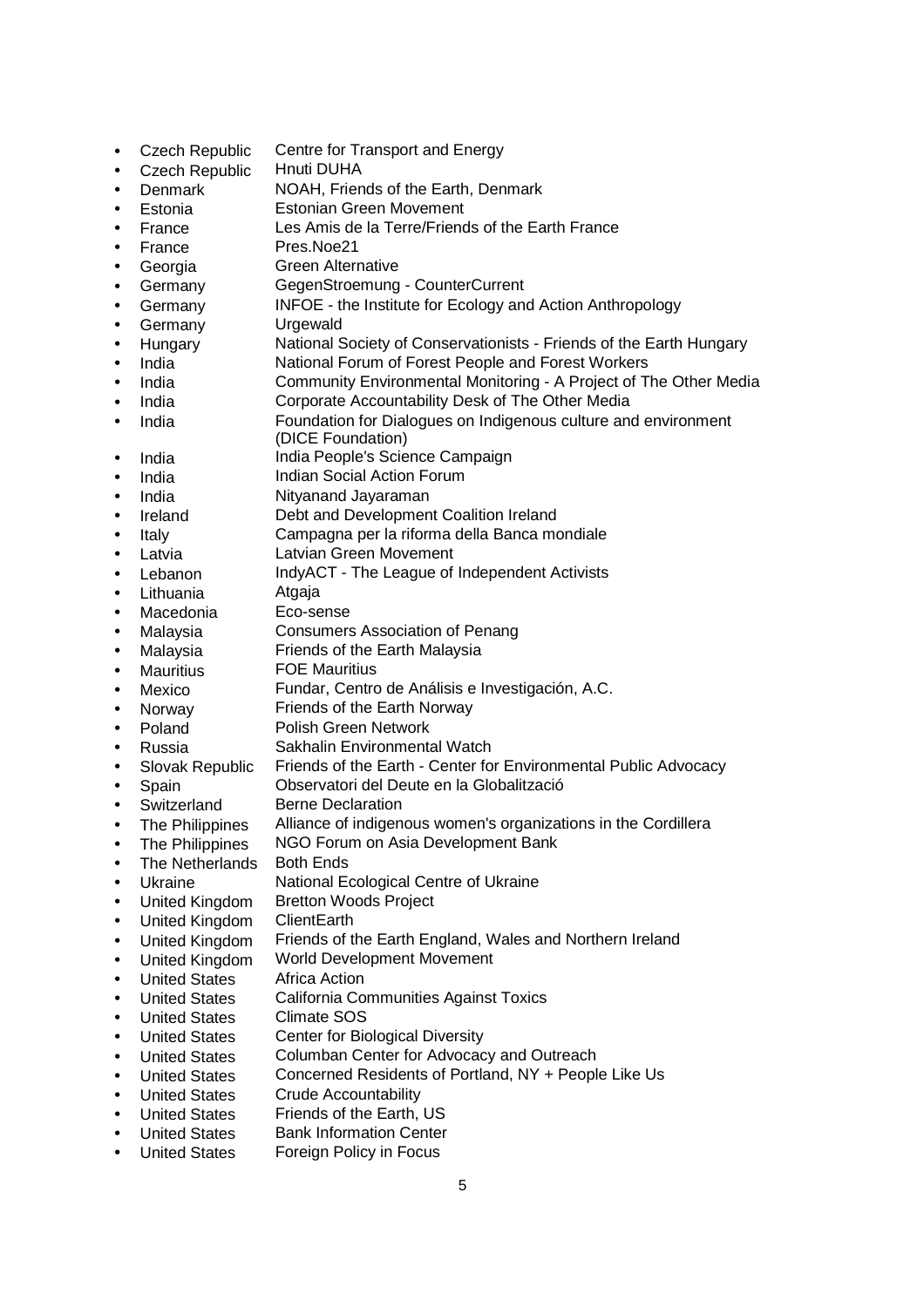- Czech Republic Centre for Transport and Energy
- Czech Republic Hnuti DUHA
- Denmark NOAH, Friends of the Earth, Denmark
- Estonia Estonian Green Movement
- France Les Amis de la Terre/Friends of the Earth France
- France Pres.Noe21
- Georgia Green Alternative
- Germany GegenStroemung - CounterCurrent
- Germany INFOE - the Institute for Ecology and Action Anthropology
- Germany Urgewald
- Hungary National Society of Conservationists - Friends of the Earth Hungary
- India National Forum of Forest People and Forest Workers
- India Community Environmental Monitoring - A Project of The Other Media
- India Corporate Accountability Desk of The Other Media
- India Foundation for Dialogues on Indigenous culture and environment (DICE Foundation)
- India India People's Science Campaign
- India Indian Social Action Forum
- India Nityanand Jayaraman
- Ireland Debt and Development Coalition Ireland
- Italy Campagna per la riforma della Banca mondiale
- Latvia Latvian Green Movement
- Lebanon IndyACT - The League of Independent Activists
- Lithuania Atgaja
- Macedonia Eco-sense
- Malaysia Consumers Association of Penang
- Malaysia Friends of the Earth Malaysia
- Mauritius FOE Mauritius
- Mexico Fundar, Centro de Análisis e Investigación, A.C.
- Norway Friends of the Earth Norway
- Poland Polish Green Network
- Russia Sakhalin Environmental Watch
- Slovak Republic Friends of the Earth - Center for Environmental Public Advocacy
- Spain Observatori del Deute en la Globalització
- Switzerland Berne Declaration
- The Philippines Alliance of indigenous women's organizations in the Cordillera
- The Philippines NGO Forum on Asia Development Bank
- The Netherlands Both Ends
- Ukraine National Ecological Centre of Ukraine
- United Kingdom Bretton Woods Project
- United Kingdom ClientEarth
- United Kingdom Friends of the Earth England, Wales and Northern Ireland
- United Kingdom World Development Movement
- United States Africa Action
- United States California Communities Against Toxics
- United States Climate SOS
- United States Center for Biological Diversity
- United States Columban Center for Advocacy and Outreach
- United States Concerned Residents of Portland, NY + People Like Us
- United States Crude Accountability
- United States Friends of the Earth, US
- United States Bank Information Center
- United States Foreign Policy in Focus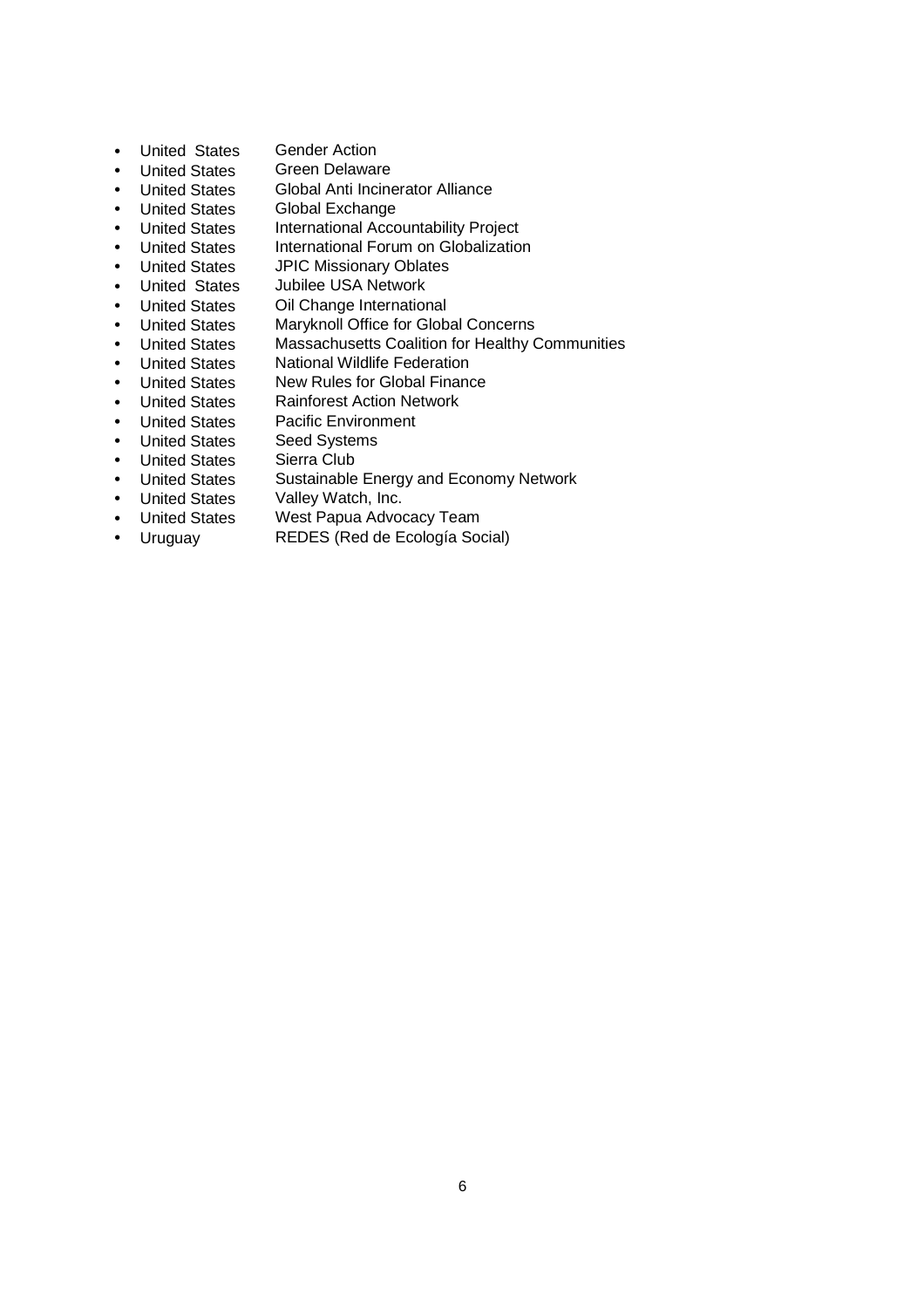- United States Gender Action
- United States Green Delaware
- United States Global Anti Incinerator Alliance
- United States Global Exchange
- United States International Accountability Project
- United States International Forum on Globalization
- United States JPIC Missionary Oblates
- United States Jubilee USA Network
- United States Oil Change International
- United States Maryknoll Office for Global Concerns
- United States Massachusetts Coalition for Healthy Communities
- United States National Wildlife Federation
- United States New Rules for Global Finance
- United States Rainforest Action Network
- United States Pacific Environment
- United States Seed Systems
- United States Sierra Club
- United States Sustainable Energy and Economy Network
- United States Valley Watch, Inc.
- United States West Papua Advocacy Team
- Uruguay REDES (Red de Ecología Social)